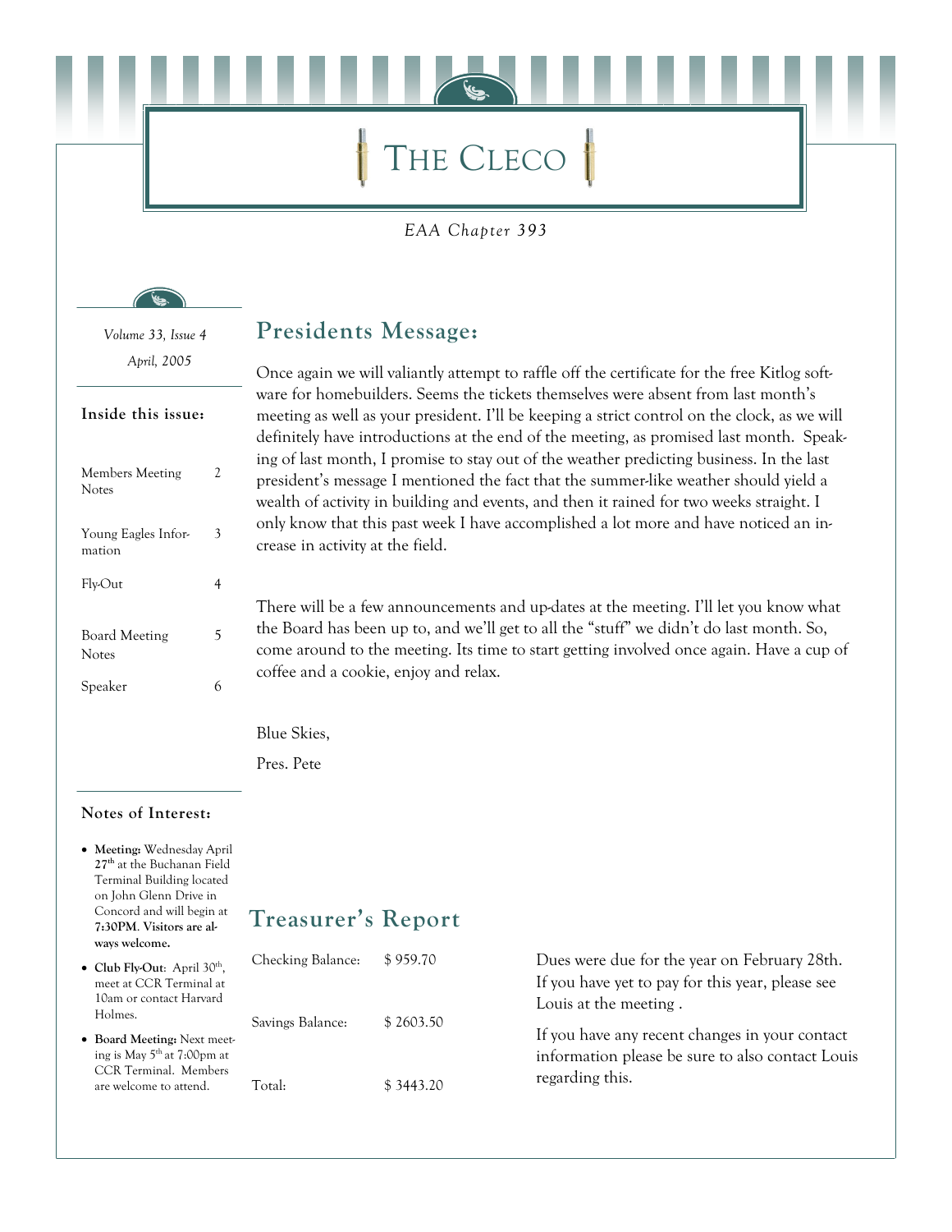# THE CLECO

*EAA Chapter 393*

*Volume 33, Issue 4*

*April, 2005*

**Inside this issue:**

| | |
|---|---|
| Members Meeting Notes | 2 |
| Young Eagles Information | 3 |
| Fly-Out | 4 |
| Board Meeting Notes | 5 |
| Speaker | 6 |

## Presidents Message:

Once again we will valiantly attempt to raffle off the certificate for the free Kitlog software for homebuilders. Seems the tickets themselves were absent from last month's meeting as well as your president. I'll be keeping a strict control on the clock, as we will definitely have introductions at the end of the meeting, as promised last month. Speaking of last month, I promise to stay out of the weather predicting business. In the last president's message I mentioned the fact that the summer-like weather should yield a wealth of activity in building and events, and then it rained for two weeks straight. I only know that this past week I have accomplished a lot more and have noticed an increase in activity at the field.

There will be a few announcements and up-dates at the meeting. I'll let you know what the Board has been up to, and we'll get to all the "stuff" we didn't do last month. So, come around to the meeting. Its time to start getting involved once again. Have a cup of coffee and a cookie, enjoy and relax.

Blue Skies,

Pres. Pete

**Notes of Interest:**

- **Meeting:** Wednesday April **27th** at the Buchanan Field Terminal Building located on John Glenn Drive in Concord and will begin at **7:30PM**. **Visitors are always welcome.**
- **Club Fly-Out**: April 30th, meet at CCR Terminal at 10am or contact Harvard Holmes.
- **Board Meeting:** Next meeting is May 5th at 7:00pm at CCR Terminal. Members are welcome to attend.

## Treasurer's Report

| | |
|---|---|
| Checking Balance: | $ 959.70 |
| Savings Balance: | $ 2603.50 |
| Total: | $ 3443.20 |

Dues were due for the year on February 28th. If you have yet to pay for this year, please see Louis at the meeting .

If you have any recent changes in your contact information please be sure to also contact Louis regarding this.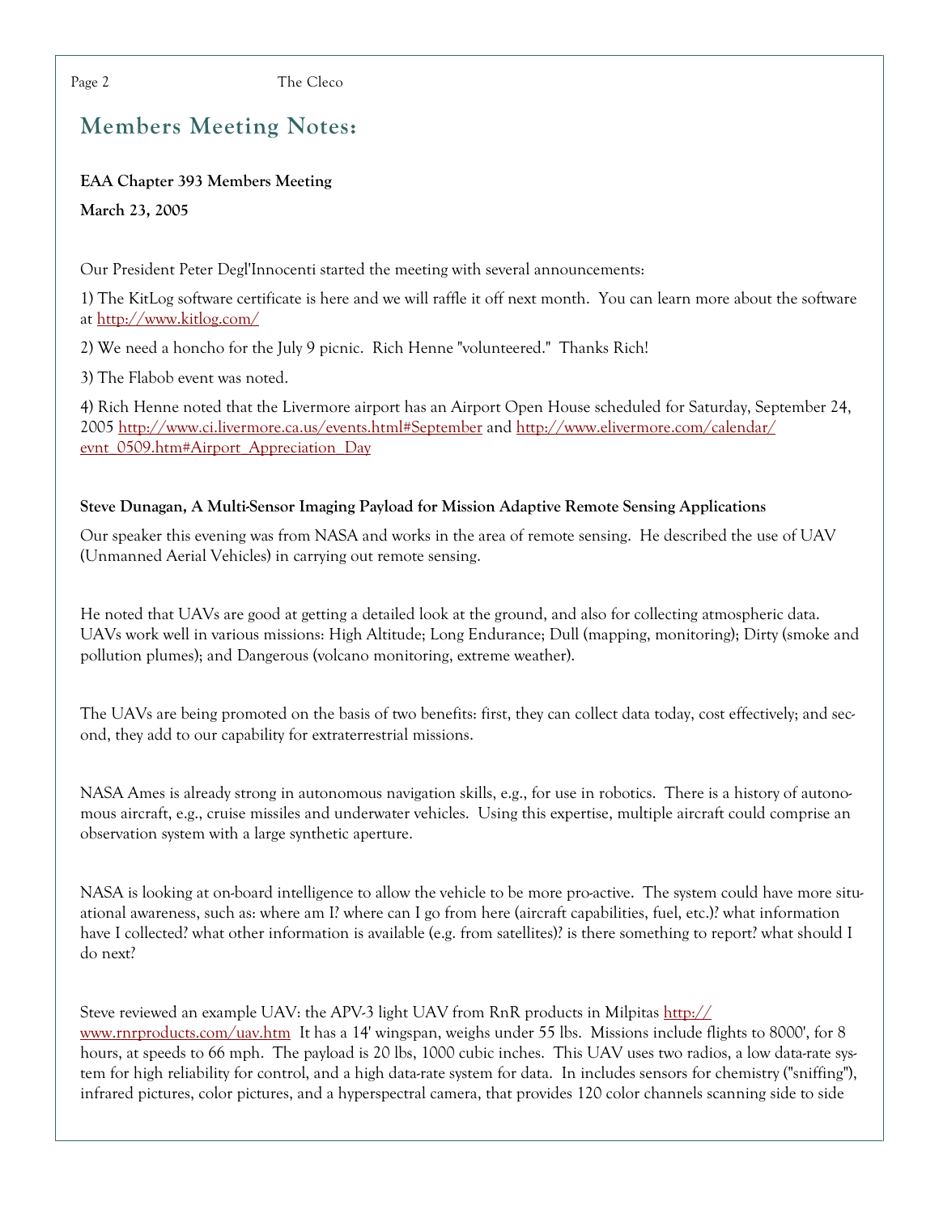## Members Meeting Notes:

**EAA Chapter 393 Members Meeting**

**March 23, 2005**

Our President Peter Degl'Innocenti started the meeting with several announcements:

1) The KitLog software certificate is here and we will raffle it off next month. You can learn more about the software at http://www.kitlog.com/

2) We need a honcho for the July 9 picnic. Rich Henne "volunteered." Thanks Rich!

3) The Flabob event was noted.

4) Rich Henne noted that the Livermore airport has an Airport Open House scheduled for Saturday, September 24, 2005 http://www.ci.livermore.ca.us/events.html#September and http://www.elivermore.com/calendar/evnt_0509.htm#Airport_Appreciation_Day

**Steve Dunagan, A Multi-Sensor Imaging Payload for Mission Adaptive Remote Sensing Applications**

Our speaker this evening was from NASA and works in the area of remote sensing. He described the use of UAV (Unmanned Aerial Vehicles) in carrying out remote sensing.

He noted that UAVs are good at getting a detailed look at the ground, and also for collecting atmospheric data. UAVs work well in various missions: High Altitude; Long Endurance; Dull (mapping, monitoring); Dirty (smoke and pollution plumes); and Dangerous (volcano monitoring, extreme weather).

The UAVs are being promoted on the basis of two benefits: first, they can collect data today, cost effectively; and second, they add to our capability for extraterrestrial missions.

NASA Ames is already strong in autonomous navigation skills, e.g., for use in robotics. There is a history of autonomous aircraft, e.g., cruise missiles and underwater vehicles. Using this expertise, multiple aircraft could comprise an observation system with a large synthetic aperture.

NASA is looking at on-board intelligence to allow the vehicle to be more pro-active. The system could have more situational awareness, such as: where am I? where can I go from here (aircraft capabilities, fuel, etc.)? what information have I collected? what other information is available (e.g. from satellites)? is there something to report? what should I do next?

Steve reviewed an example UAV: the APV-3 light UAV from RnR products in Milpitas http://www.rnrproducts.com/uav.htm It has a 14' wingspan, weighs under 55 lbs. Missions include flights to 8000', for 8 hours, at speeds to 66 mph. The payload is 20 lbs, 1000 cubic inches. This UAV uses two radios, a low data-rate system for high reliability for control, and a high data-rate system for data. In includes sensors for chemistry ("sniffing"), infrared pictures, color pictures, and a hyperspectral camera, that provides 120 color channels scanning side to side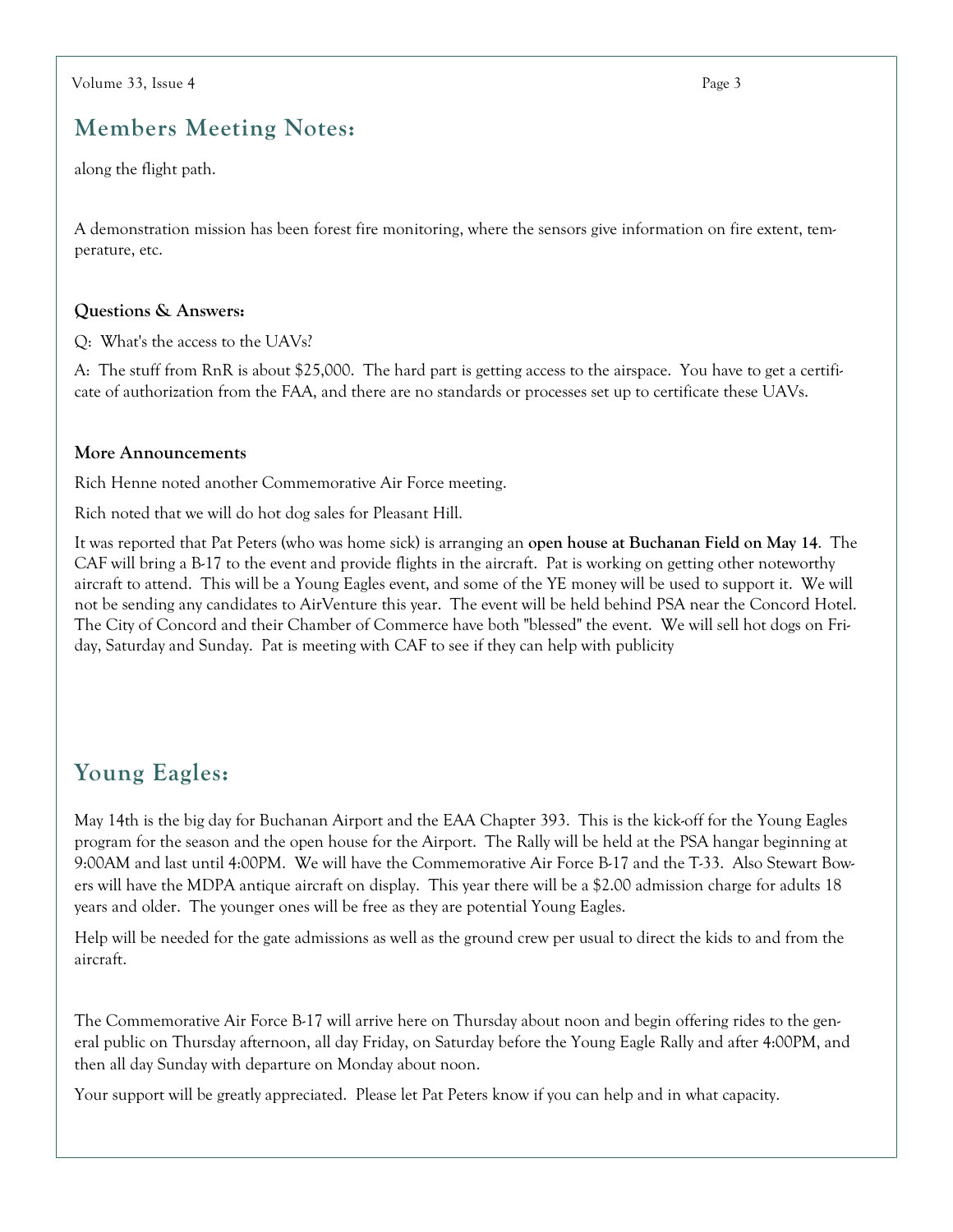## Members Meeting Notes:

along the flight path.

A demonstration mission has been forest fire monitoring, where the sensors give information on fire extent, temperature, etc.

**Questions & Answers:**

Q: What's the access to the UAVs?

A: The stuff from RnR is about $25,000. The hard part is getting access to the airspace. You have to get a certificate of authorization from the FAA, and there are no standards or processes set up to certificate these UAVs.

**More Announcements**

Rich Henne noted another Commemorative Air Force meeting.

Rich noted that we will do hot dog sales for Pleasant Hill.

It was reported that Pat Peters (who was home sick) is arranging an **open house at Buchanan Field on May 14**. The CAF will bring a B-17 to the event and provide flights in the aircraft. Pat is working on getting other noteworthy aircraft to attend. This will be a Young Eagles event, and some of the YE money will be used to support it. We will not be sending any candidates to AirVenture this year. The event will be held behind PSA near the Concord Hotel. The City of Concord and their Chamber of Commerce have both "blessed" the event. We will sell hot dogs on Friday, Saturday and Sunday. Pat is meeting with CAF to see if they can help with publicity

## Young Eagles:

May 14th is the big day for Buchanan Airport and the EAA Chapter 393. This is the kick-off for the Young Eagles program for the season and the open house for the Airport. The Rally will be held at the PSA hangar beginning at 9:00AM and last until 4:00PM. We will have the Commemorative Air Force B-17 and the T-33. Also Stewart Bowers will have the MDPA antique aircraft on display. This year there will be a $2.00 admission charge for adults 18 years and older. The younger ones will be free as they are potential Young Eagles.

Help will be needed for the gate admissions as well as the ground crew per usual to direct the kids to and from the aircraft.

The Commemorative Air Force B-17 will arrive here on Thursday about noon and begin offering rides to the general public on Thursday afternoon, all day Friday, on Saturday before the Young Eagle Rally and after 4:00PM, and then all day Sunday with departure on Monday about noon.

Your support will be greatly appreciated. Please let Pat Peters know if you can help and in what capacity.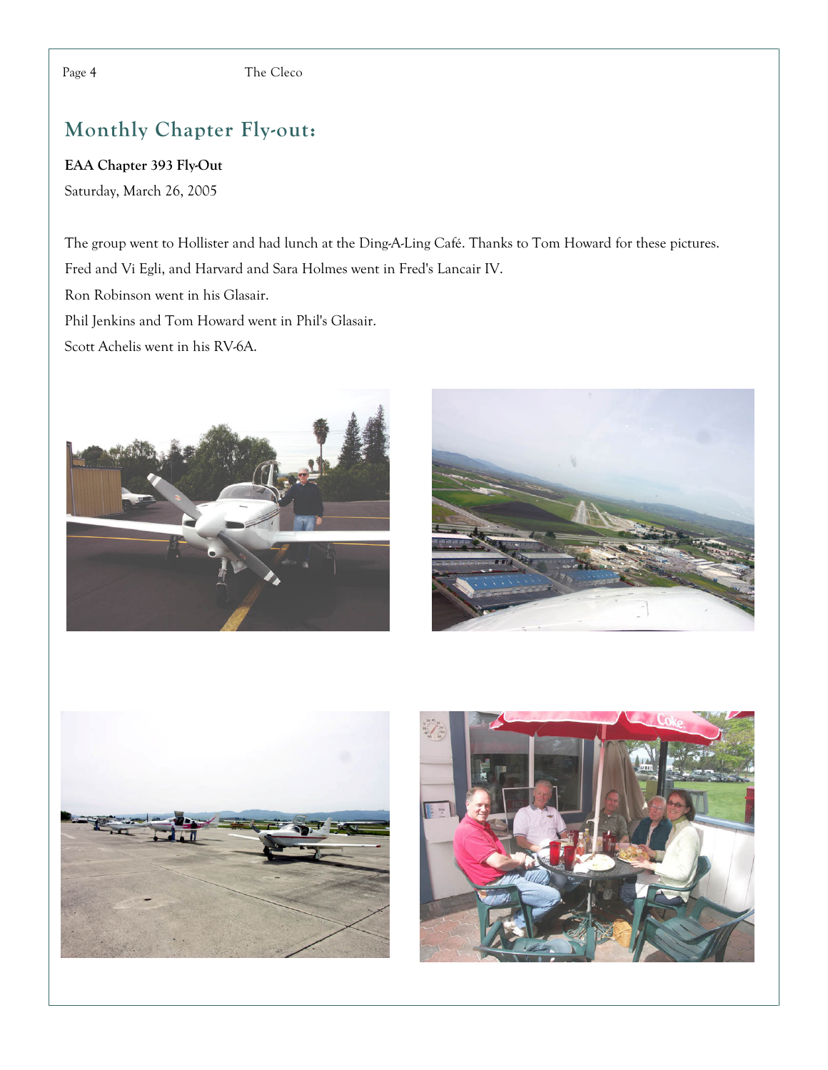## Monthly Chapter Fly-out:

**EAA Chapter 393 Fly-Out**

Saturday, March 26, 2005

The group went to Hollister and had lunch at the Ding-A-Ling Café. Thanks to Tom Howard for these pictures.

Fred and Vi Egli, and Harvard and Sara Holmes went in Fred's Lancair IV.

Ron Robinson went in his Glasair.

Phil Jenkins and Tom Howard went in Phil's Glasair.

Scott Achelis went in his RV-6A.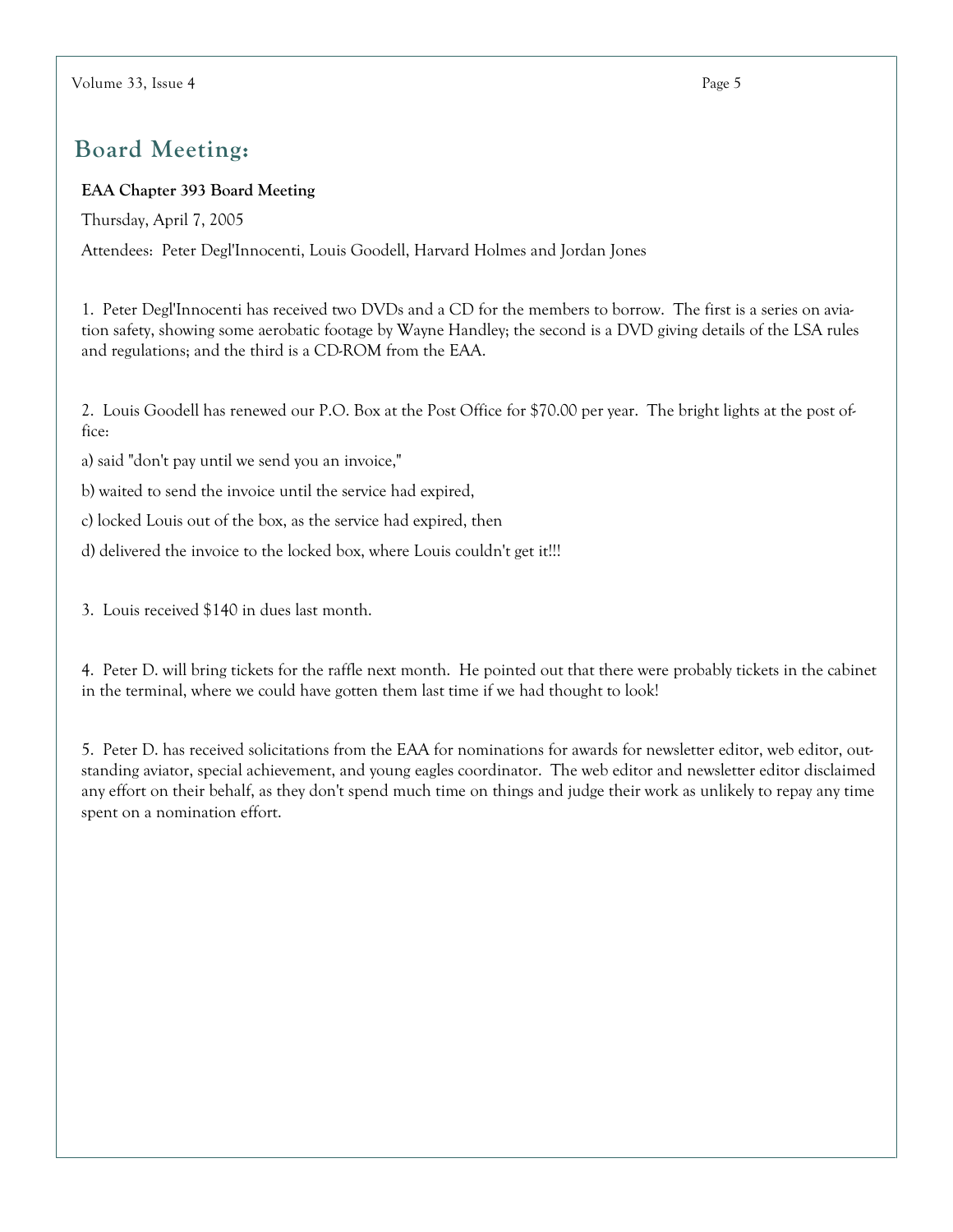## Board Meeting:

**EAA Chapter 393 Board Meeting**

Thursday, April 7, 2005

Attendees: Peter Degl'Innocenti, Louis Goodell, Harvard Holmes and Jordan Jones

1. Peter Degl'Innocenti has received two DVDs and a CD for the members to borrow. The first is a series on aviation safety, showing some aerobatic footage by Wayne Handley; the second is a DVD giving details of the LSA rules and regulations; and the third is a CD-ROM from the EAA.

2. Louis Goodell has renewed our P.O. Box at the Post Office for $70.00 per year. The bright lights at the post office:

a) said "don't pay until we send you an invoice,"

b) waited to send the invoice until the service had expired,

c) locked Louis out of the box, as the service had expired, then

d) delivered the invoice to the locked box, where Louis couldn't get it!!!

3. Louis received $140 in dues last month.

4. Peter D. will bring tickets for the raffle next month. He pointed out that there were probably tickets in the cabinet in the terminal, where we could have gotten them last time if we had thought to look!

5. Peter D. has received solicitations from the EAA for nominations for awards for newsletter editor, web editor, outstanding aviator, special achievement, and young eagles coordinator. The web editor and newsletter editor disclaimed any effort on their behalf, as they don't spend much time on things and judge their work as unlikely to repay any time spent on a nomination effort.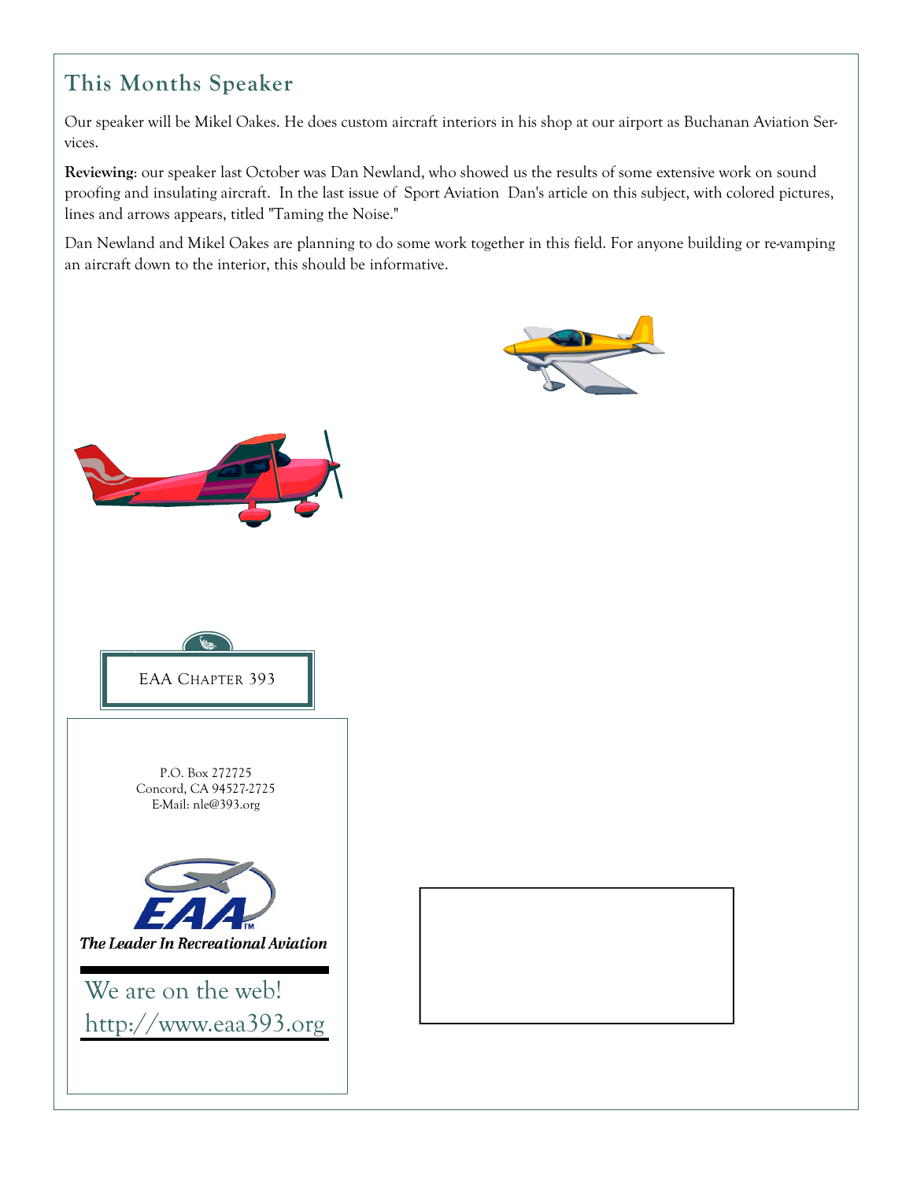## This Months Speaker

Our speaker will be Mikel Oakes. He does custom aircraft interiors in his shop at our airport as Buchanan Aviation Services.

**Reviewing**: our speaker last October was Dan Newland, who showed us the results of some extensive work on sound proofing and insulating aircraft. In the last issue of Sport Aviation Dan's article on this subject, with colored pictures, lines and arrows appears, titled "Taming the Noise."

Dan Newland and Mikel Oakes are planning to do some work together in this field. For anyone building or re-vamping an aircraft down to the interior, this should be informative.

EAA CHAPTER 393

P.O. Box 272725
Concord, CA 94527-2725
E-Mail: nle@393.org

EAA
The Leader In Recreational Aviation

We are on the web!
http://www.eaa393.org